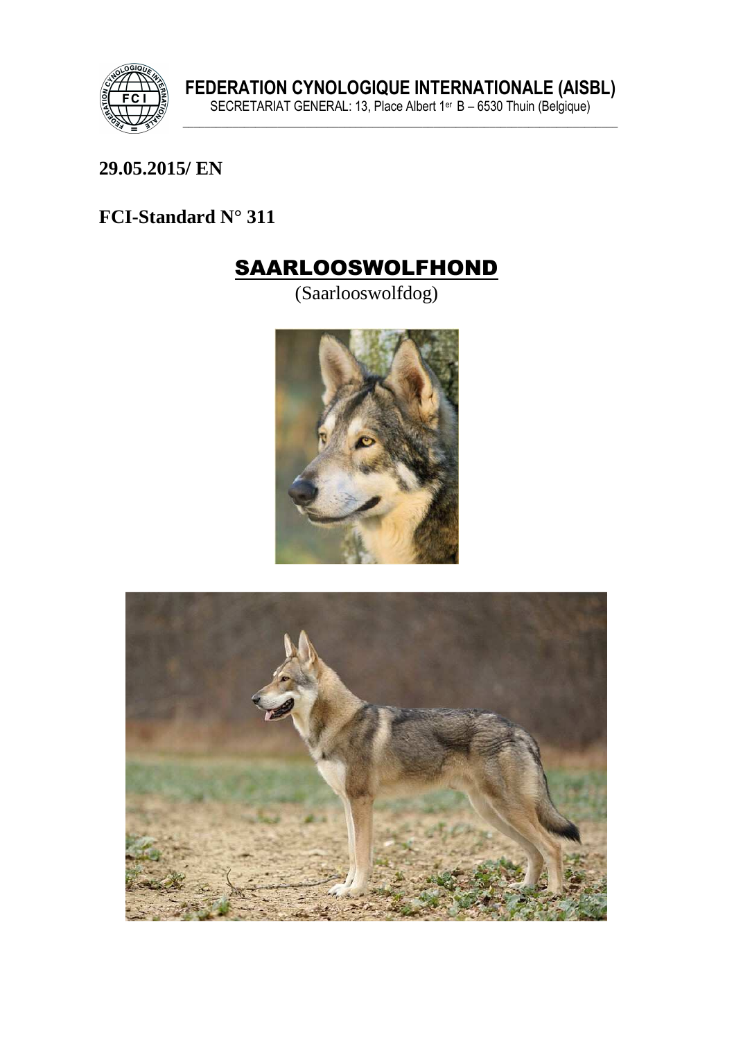**FEDERATION CYNOLOGIQUE INTERNATIONALE (AISBL)**
SECRETARIAT GENERAL: 13, Place Albert 1er B – 6530 Thuin (Belgique)

**29.05.2015/ EN**

**FCI-Standard N° 311**

# SAARLOOSWOLFHOND

(Saarlooswolfdog)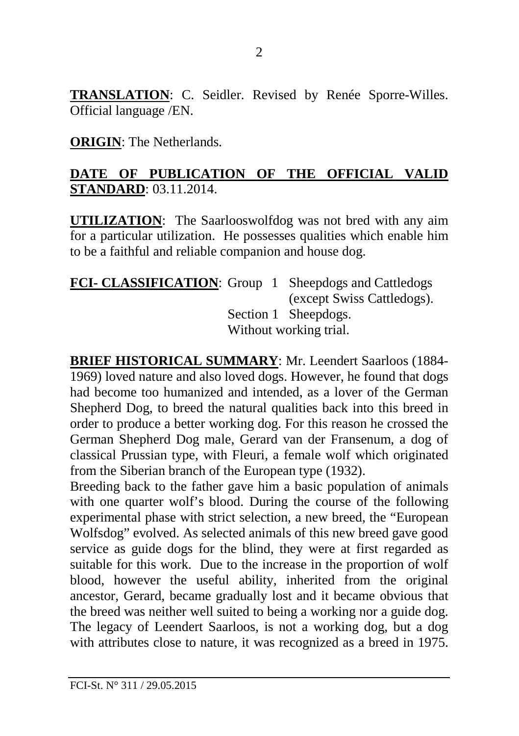**TRANSLATION**: C. Seidler. Revised by Renée Sporre-Willes. Official language /EN.

**ORIGIN**: The Netherlands.

**DATE OF PUBLICATION OF THE OFFICIAL VALID STANDARD**: 03.11.2014.

**UTILIZATION**: The Saarlooswolfdog was not bred with any aim for a particular utilization. He possesses qualities which enable him to be a faithful and reliable companion and house dog.

**FCI- CLASSIFICATION**: Group 1 Sheepdogs and Cattledogs (except Swiss Cattledogs).
Section 1 Sheepdogs.
Without working trial.

**BRIEF HISTORICAL SUMMARY**: Mr. Leendert Saarloos (1884-1969) loved nature and also loved dogs. However, he found that dogs had become too humanized and intended, as a lover of the German Shepherd Dog, to breed the natural qualities back into this breed in order to produce a better working dog. For this reason he crossed the German Shepherd Dog male, Gerard van der Fransenum, a dog of classical Prussian type, with Fleuri, a female wolf which originated from the Siberian branch of the European type (1932).
Breeding back to the father gave him a basic population of animals with one quarter wolf's blood. During the course of the following experimental phase with strict selection, a new breed, the "European Wolfsdog" evolved. As selected animals of this new breed gave good service as guide dogs for the blind, they were at first regarded as suitable for this work. Due to the increase in the proportion of wolf blood, however the useful ability, inherited from the original ancestor, Gerard, became gradually lost and it became obvious that the breed was neither well suited to being a working nor a guide dog. The legacy of Leendert Saarloos, is not a working dog, but a dog with attributes close to nature, it was recognized as a breed in 1975.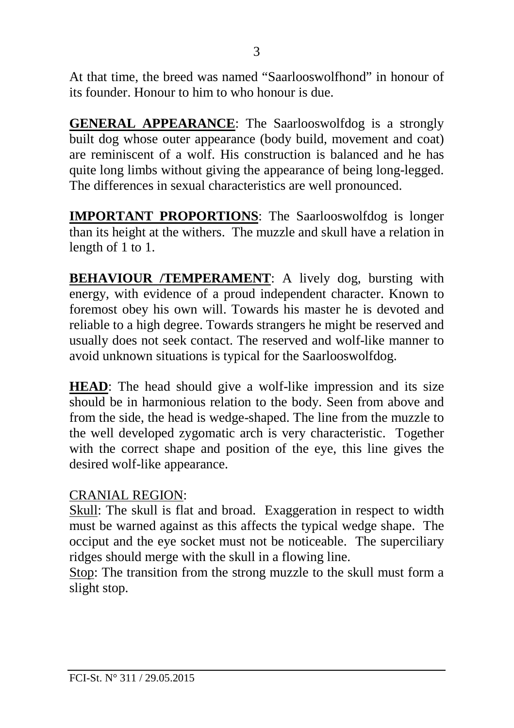At that time, the breed was named "Saarlooswolfhond" in honour of its founder. Honour to him to who honour is due.

**GENERAL APPEARANCE**: The Saarlooswolfdog is a strongly built dog whose outer appearance (body build, movement and coat) are reminiscent of a wolf. His construction is balanced and he has quite long limbs without giving the appearance of being long-legged. The differences in sexual characteristics are well pronounced.

**IMPORTANT PROPORTIONS**: The Saarlooswolfdog is longer than its height at the withers. The muzzle and skull have a relation in length of 1 to 1.

**BEHAVIOUR /TEMPERAMENT**: A lively dog, bursting with energy, with evidence of a proud independent character. Known to foremost obey his own will. Towards his master he is devoted and reliable to a high degree. Towards strangers he might be reserved and usually does not seek contact. The reserved and wolf-like manner to avoid unknown situations is typical for the Saarlooswolfdog.

**HEAD**: The head should give a wolf-like impression and its size should be in harmonious relation to the body. Seen from above and from the side, the head is wedge-shaped. The line from the muzzle to the well developed zygomatic arch is very characteristic. Together with the correct shape and position of the eye, this line gives the desired wolf-like appearance.

CRANIAL REGION:

Skull: The skull is flat and broad. Exaggeration in respect to width must be warned against as this affects the typical wedge shape. The occiput and the eye socket must not be noticeable. The superciliary ridges should merge with the skull in a flowing line.

Stop: The transition from the strong muzzle to the skull must form a slight stop.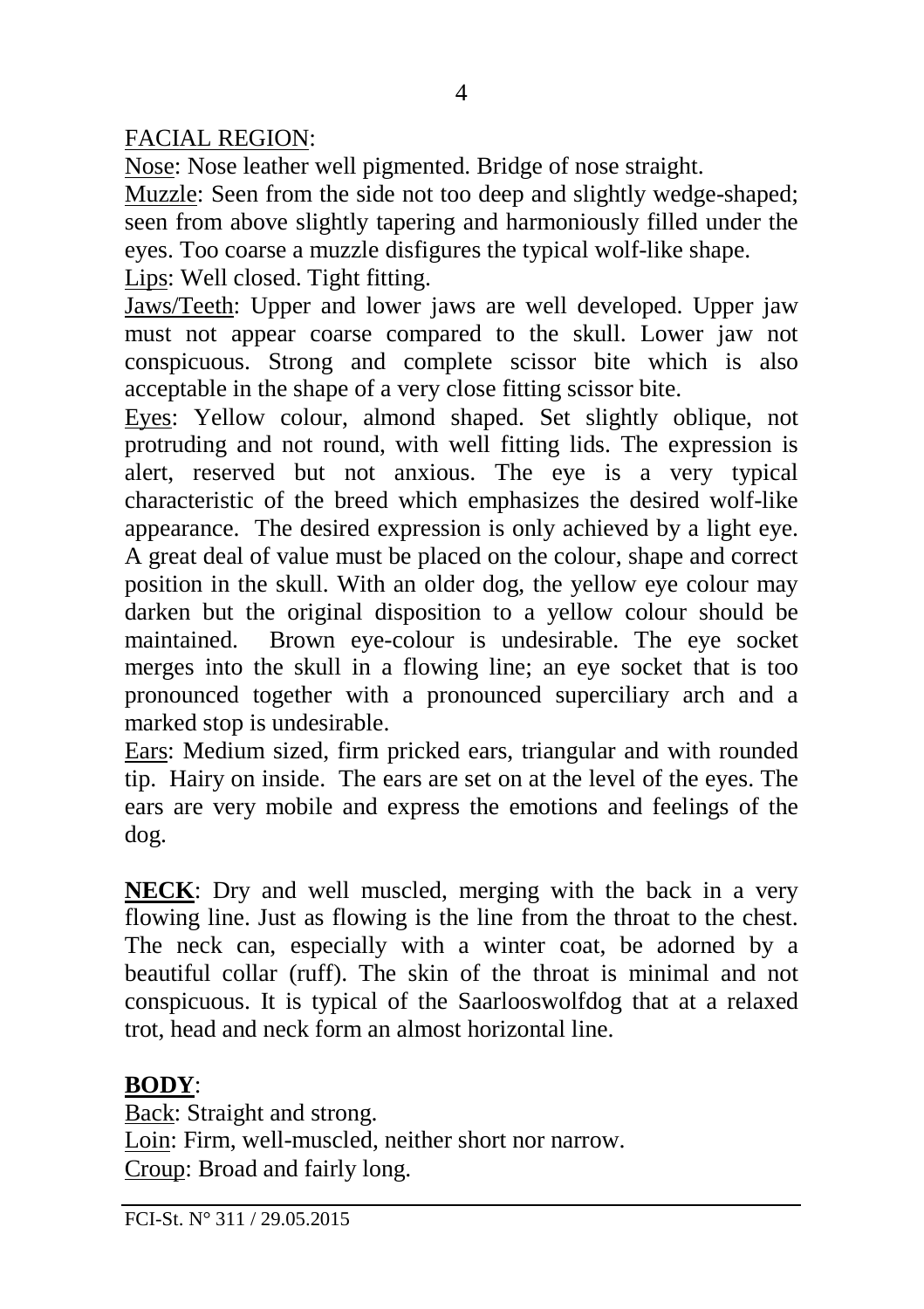FACIAL REGION:

Nose: Nose leather well pigmented. Bridge of nose straight.

Muzzle: Seen from the side not too deep and slightly wedge-shaped; seen from above slightly tapering and harmoniously filled under the eyes. Too coarse a muzzle disfigures the typical wolf-like shape.

Lips: Well closed. Tight fitting.

Jaws/Teeth: Upper and lower jaws are well developed. Upper jaw must not appear coarse compared to the skull. Lower jaw not conspicuous. Strong and complete scissor bite which is also acceptable in the shape of a very close fitting scissor bite.

Eyes: Yellow colour, almond shaped. Set slightly oblique, not protruding and not round, with well fitting lids. The expression is alert, reserved but not anxious. The eye is a very typical characteristic of the breed which emphasizes the desired wolf-like appearance. The desired expression is only achieved by a light eye. A great deal of value must be placed on the colour, shape and correct position in the skull. With an older dog, the yellow eye colour may darken but the original disposition to a yellow colour should be maintained. Brown eye-colour is undesirable. The eye socket merges into the skull in a flowing line; an eye socket that is too pronounced together with a pronounced superciliary arch and a marked stop is undesirable.

Ears: Medium sized, firm pricked ears, triangular and with rounded tip. Hairy on inside. The ears are set on at the level of the eyes. The ears are very mobile and express the emotions and feelings of the dog.

**NECK**: Dry and well muscled, merging with the back in a very flowing line. Just as flowing is the line from the throat to the chest. The neck can, especially with a winter coat, be adorned by a beautiful collar (ruff). The skin of the throat is minimal and not conspicuous. It is typical of the Saarlooswolfdog that at a relaxed trot, head and neck form an almost horizontal line.

**BODY**:

Back: Straight and strong.

Loin: Firm, well-muscled, neither short nor narrow.

Croup: Broad and fairly long.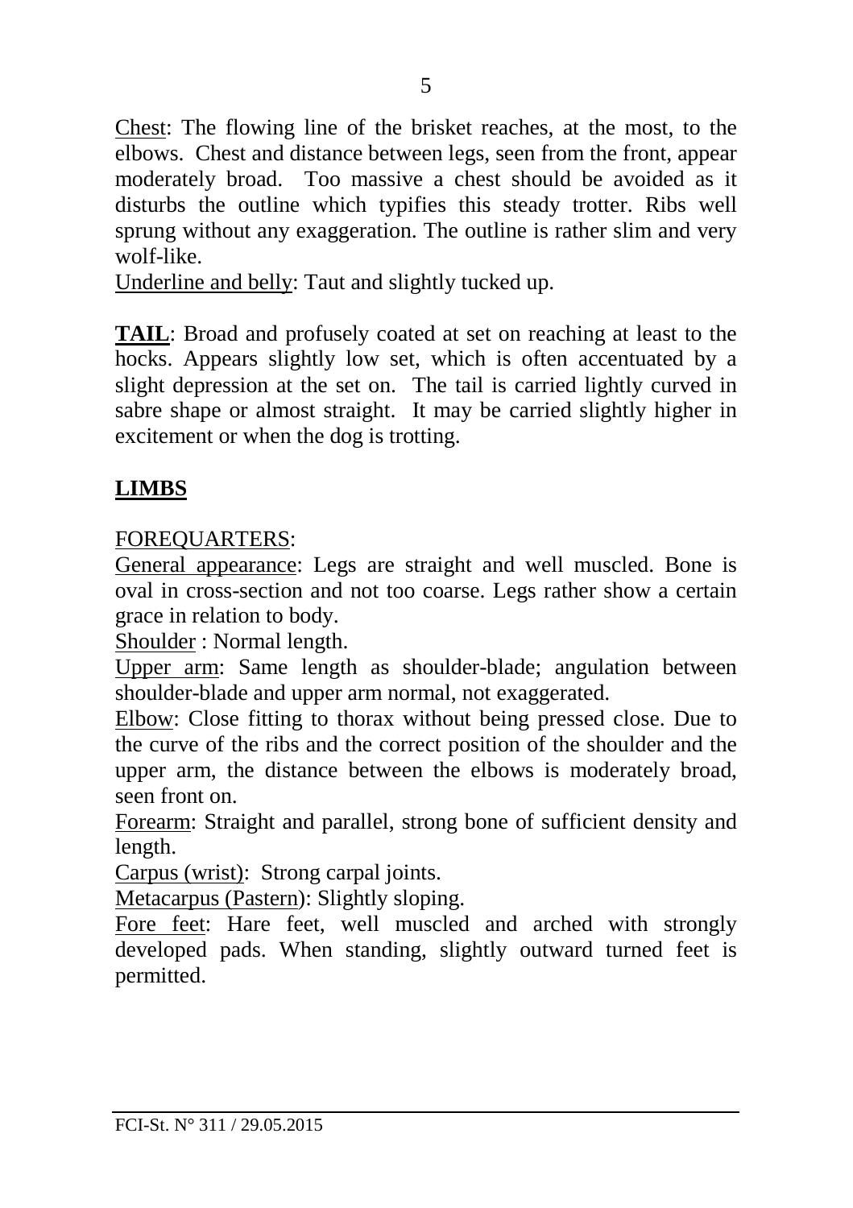Chest: The flowing line of the brisket reaches, at the most, to the elbows. Chest and distance between legs, seen from the front, appear moderately broad. Too massive a chest should be avoided as it disturbs the outline which typifies this steady trotter. Ribs well sprung without any exaggeration. The outline is rather slim and very wolf-like.

Underline and belly: Taut and slightly tucked up.

**TAIL**: Broad and profusely coated at set on reaching at least to the hocks. Appears slightly low set, which is often accentuated by a slight depression at the set on. The tail is carried lightly curved in sabre shape or almost straight. It may be carried slightly higher in excitement or when the dog is trotting.

## LIMBS

FOREQUARTERS:

General appearance: Legs are straight and well muscled. Bone is oval in cross-section and not too coarse. Legs rather show a certain grace in relation to body.

Shoulder : Normal length.

Upper arm: Same length as shoulder-blade; angulation between shoulder-blade and upper arm normal, not exaggerated.

Elbow: Close fitting to thorax without being pressed close. Due to the curve of the ribs and the correct position of the shoulder and the upper arm, the distance between the elbows is moderately broad, seen front on.

Forearm: Straight and parallel, strong bone of sufficient density and length.

Carpus (wrist): Strong carpal joints.

Metacarpus (Pastern): Slightly sloping.

Fore feet: Hare feet, well muscled and arched with strongly developed pads. When standing, slightly outward turned feet is permitted.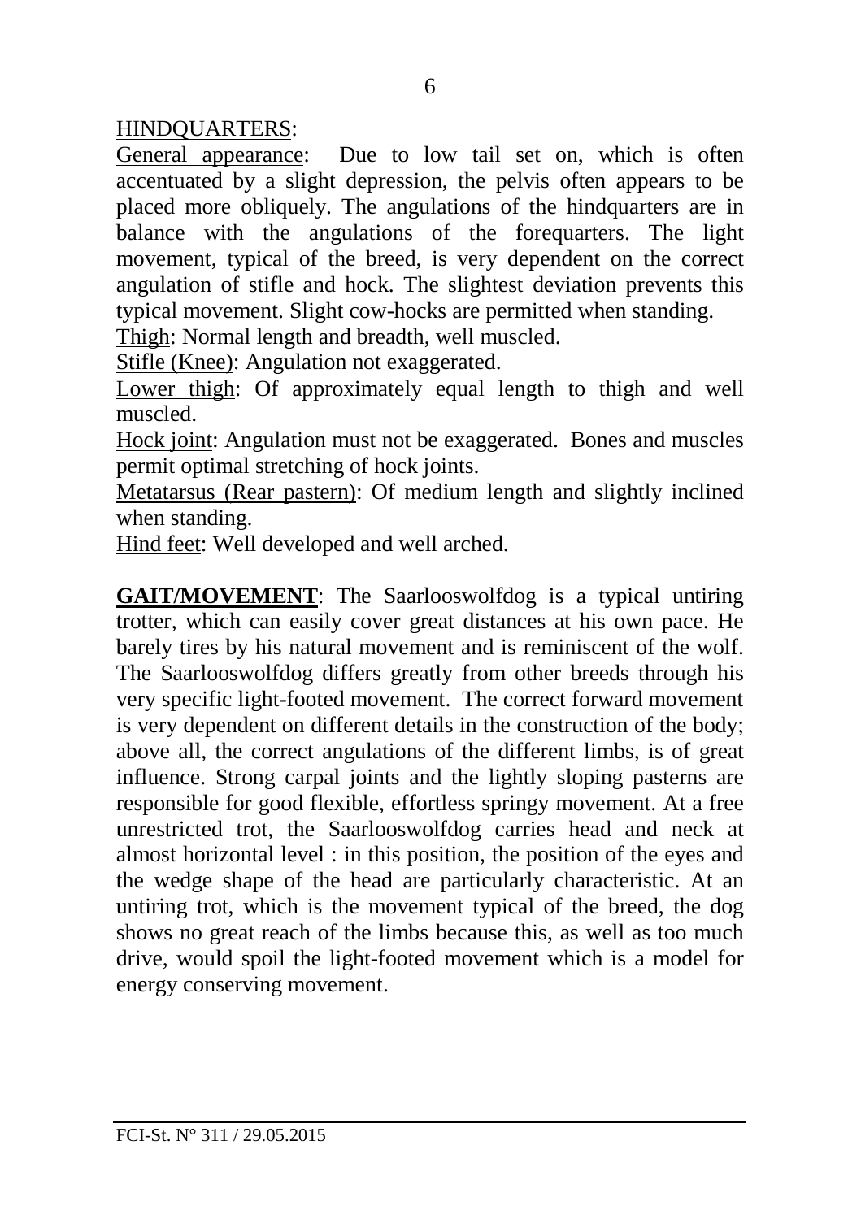HINDQUARTERS:

General appearance: Due to low tail set on, which is often accentuated by a slight depression, the pelvis often appears to be placed more obliquely. The angulations of the hindquarters are in balance with the angulations of the forequarters. The light movement, typical of the breed, is very dependent on the correct angulation of stifle and hock. The slightest deviation prevents this typical movement. Slight cow-hocks are permitted when standing.

Thigh: Normal length and breadth, well muscled.

Stifle (Knee): Angulation not exaggerated.

Lower thigh: Of approximately equal length to thigh and well muscled.

Hock joint: Angulation must not be exaggerated. Bones and muscles permit optimal stretching of hock joints.

Metatarsus (Rear pastern): Of medium length and slightly inclined when standing.

Hind feet: Well developed and well arched.

**GAIT/MOVEMENT**: The Saarlooswolfdog is a typical untiring trotter, which can easily cover great distances at his own pace. He barely tires by his natural movement and is reminiscent of the wolf. The Saarlooswolfdog differs greatly from other breeds through his very specific light-footed movement. The correct forward movement is very dependent on different details in the construction of the body; above all, the correct angulations of the different limbs, is of great influence. Strong carpal joints and the lightly sloping pasterns are responsible for good flexible, effortless springy movement. At a free unrestricted trot, the Saarlooswolfdog carries head and neck at almost horizontal level : in this position, the position of the eyes and the wedge shape of the head are particularly characteristic. At an untiring trot, which is the movement typical of the breed, the dog shows no great reach of the limbs because this, as well as too much drive, would spoil the light-footed movement which is a model for energy conserving movement.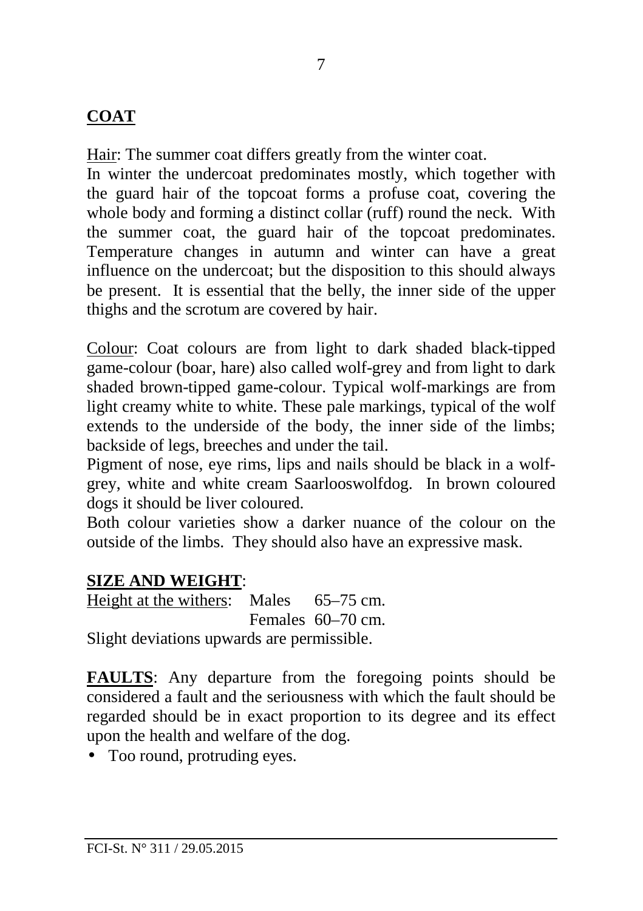## COAT

Hair: The summer coat differs greatly from the winter coat.
In winter the undercoat predominates mostly, which together with the guard hair of the topcoat forms a profuse coat, covering the whole body and forming a distinct collar (ruff) round the neck. With the summer coat, the guard hair of the topcoat predominates. Temperature changes in autumn and winter can have a great influence on the undercoat; but the disposition to this should always be present. It is essential that the belly, the inner side of the upper thighs and the scrotum are covered by hair.

Colour: Coat colours are from light to dark shaded black-tipped game-colour (boar, hare) also called wolf-grey and from light to dark shaded brown-tipped game-colour. Typical wolf-markings are from light creamy white to white. These pale markings, typical of the wolf extends to the underside of the body, the inner side of the limbs; backside of legs, breeches and under the tail.
Pigment of nose, eye rims, lips and nails should be black in a wolf-grey, white and white cream Saarlooswolfdog. In brown coloured dogs it should be liver coloured.
Both colour varieties show a darker nuance of the colour on the outside of the limbs. They should also have an expressive mask.

## SIZE AND WEIGHT:

Height at the withers: Males 65–75 cm.
Females 60–70 cm.

Slight deviations upwards are permissible.

**FAULTS**: Any departure from the foregoing points should be considered a fault and the seriousness with which the fault should be regarded should be in exact proportion to its degree and its effect upon the health and welfare of the dog.

- Too round, protruding eyes.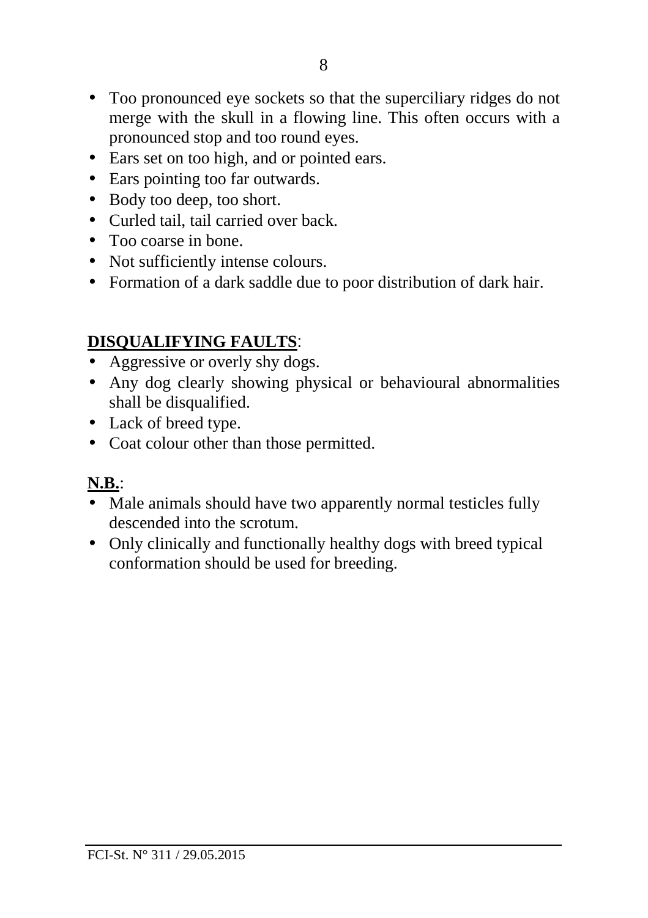- Too pronounced eye sockets so that the superciliary ridges do not merge with the skull in a flowing line. This often occurs with a pronounced stop and too round eyes.
- Ears set on too high, and or pointed ears.
- Ears pointing too far outwards.
- Body too deep, too short.
- Curled tail, tail carried over back.
- Too coarse in bone.
- Not sufficiently intense colours.
- Formation of a dark saddle due to poor distribution of dark hair.

**DISQUALIFYING FAULTS**:

- Aggressive or overly shy dogs.
- Any dog clearly showing physical or behavioural abnormalities shall be disqualified.
- Lack of breed type.
- Coat colour other than those permitted.

**N.B.**:

- Male animals should have two apparently normal testicles fully descended into the scrotum.
- Only clinically and functionally healthy dogs with breed typical conformation should be used for breeding.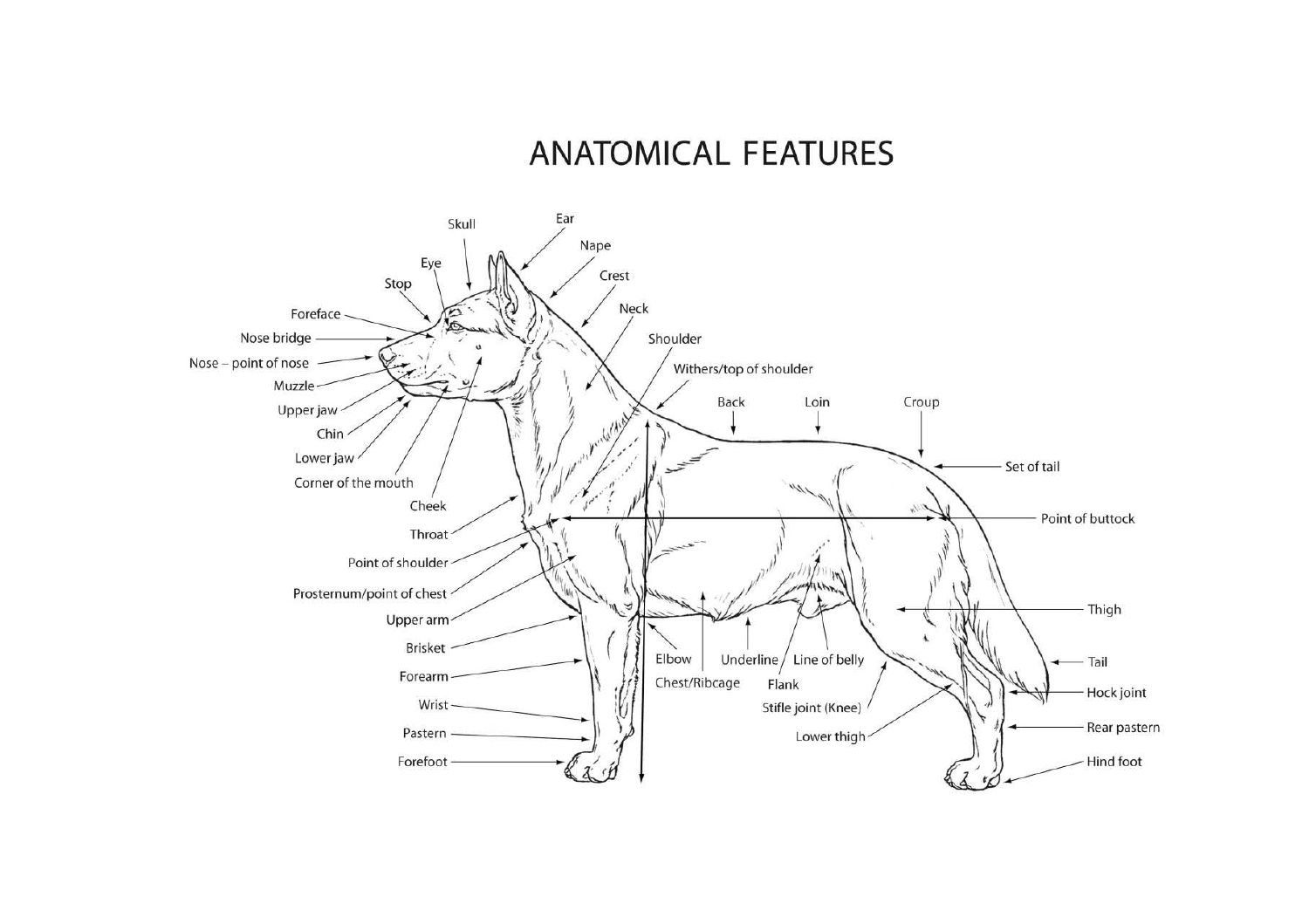# ANATOMICAL FEATURES

Skull
Ear
Nape
Eye
Crest
Stop
Neck
Foreface
Shoulder
Nose bridge
Withers/top of shoulder
Nose – point of nose
Back
Loin
Croup
Muzzle
Upper jaw
Set of tail
Chin
Lower jaw
Corner of the mouth
Cheek
Point of buttock
Throat
Point of shoulder
Prosternum/point of chest
Thigh
Upper arm
Brisket
Elbow
Underline
Line of belly
Tail
Forearm
Chest/Ribcage
Flank
Hock joint
Wrist
Stifle joint (Knee)
Rear pastern
Pastern
Lower thigh
Forefoot
Hind foot